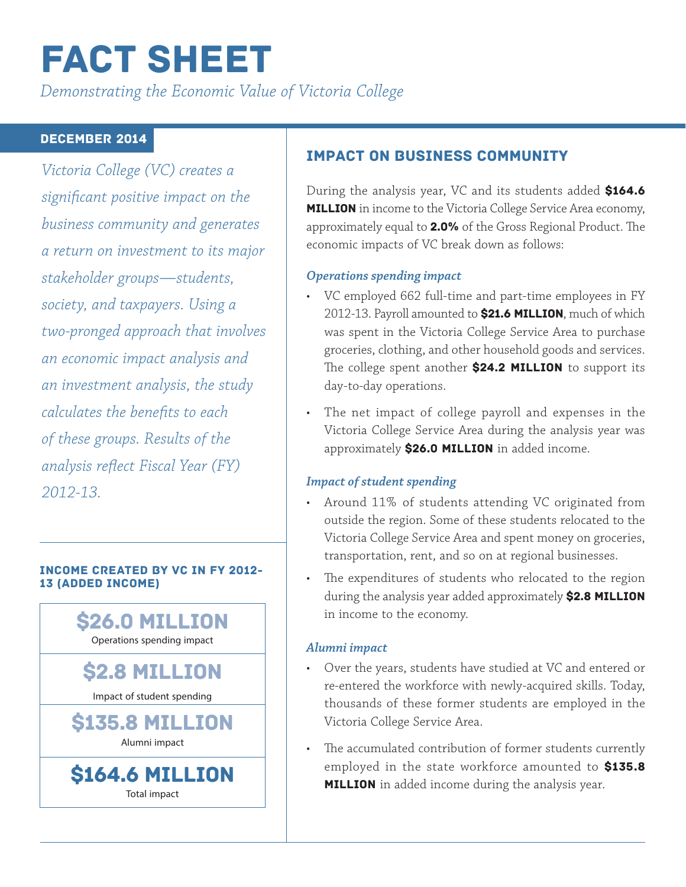# FACT SHEET

*Demonstrating the Economic Value of Victoria College*

**DECEMBER 2014**

*Victoria College (VC) creates a significant positive impact on the business community and generates a return on investment to its major stakeholder groups—students, society, and taxpayers. Using a two-pronged approach that involves an economic impact analysis and an investment analysis, the study calculates the benefits to each of these groups. Results of the analysis reflect Fiscal Year (FY) 2012-13.*

### INCOME CREATED BY VC IN FY 2012-13 (ADDED INCOME)

**$26.0 MILLION**
Operations spending impact

**$2.8 MILLION**
Impact of student spending

**$135.8 MILLION**
Alumni impact

**$164.6 MILLION**
Total impact

## IMPACT ON BUSINESS COMMUNITY

During the analysis year, VC and its students added **$164.6 MILLION** in income to the Victoria College Service Area economy, approximately equal to **2.0%** of the Gross Regional Product. The economic impacts of VC break down as follows:

### *Operations spending impact*

- VC employed 662 full-time and part-time employees in FY 2012-13. Payroll amounted to **$21.6 MILLION**, much of which was spent in the Victoria College Service Area to purchase groceries, clothing, and other household goods and services. The college spent another **$24.2 MILLION** to support its day-to-day operations.
- The net impact of college payroll and expenses in the Victoria College Service Area during the analysis year was approximately **$26.0 MILLION** in added income.

### *Impact of student spending*

- Around 11% of students attending VC originated from outside the region. Some of these students relocated to the Victoria College Service Area and spent money on groceries, transportation, rent, and so on at regional businesses.
- The expenditures of students who relocated to the region during the analysis year added approximately **$2.8 MILLION** in income to the economy.

### *Alumni impact*

- Over the years, students have studied at VC and entered or re-entered the workforce with newly-acquired skills. Today, thousands of these former students are employed in the Victoria College Service Area.
- The accumulated contribution of former students currently employed in the state workforce amounted to **$135.8 MILLION** in added income during the analysis year.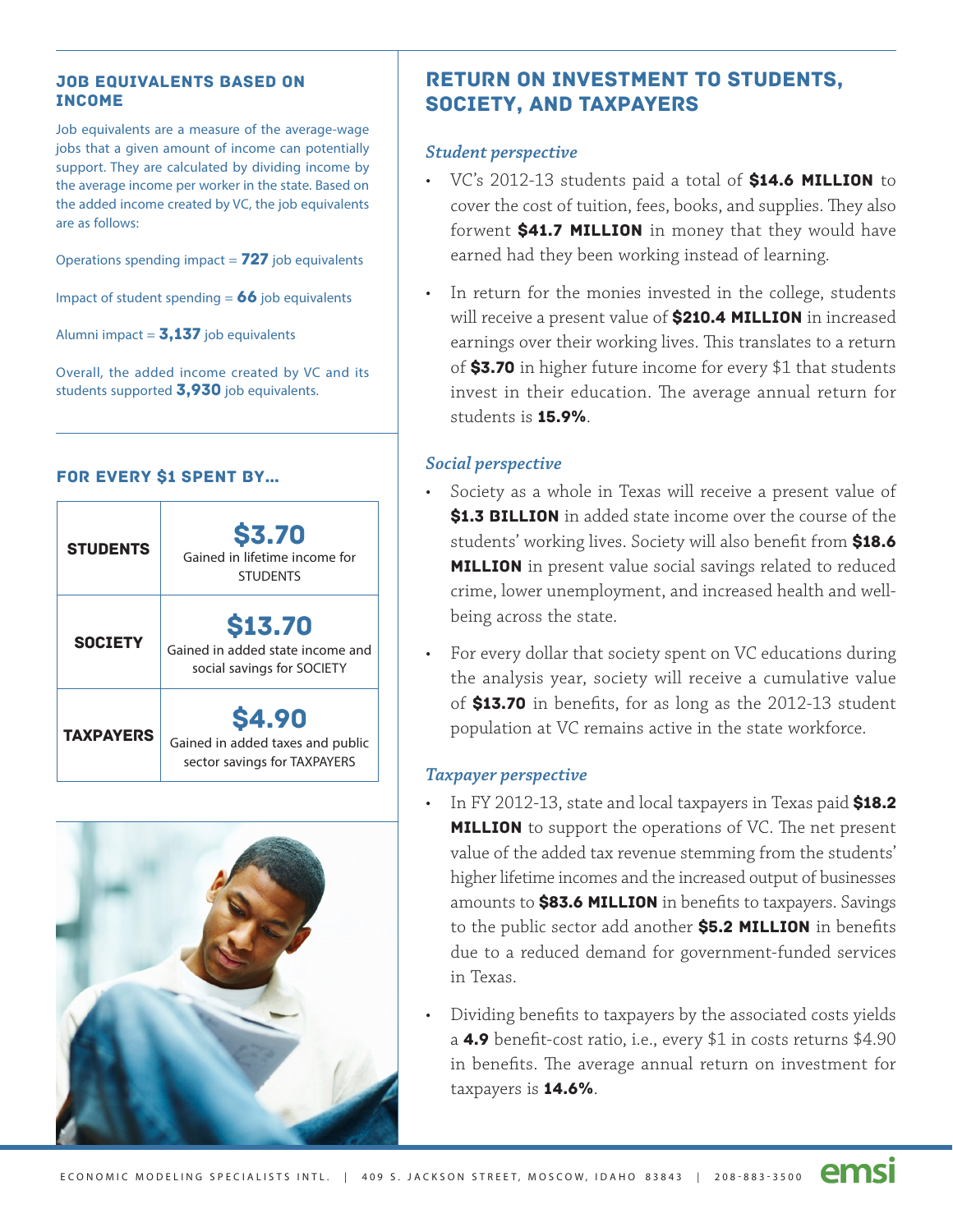## JOB EQUIVALENTS BASED ON INCOME

Job equivalents are a measure of the average-wage jobs that a given amount of income can potentially support. They are calculated by dividing income by the average income per worker in the state. Based on the added income created by VC, the job equivalents are as follows:

Operations spending impact = **727** job equivalents

Impact of student spending = **66** job equivalents

Alumni impact = **3,137** job equivalents

Overall, the added income created by VC and its students supported **3,930** job equivalents.

## FOR EVERY $1 SPENT BY...

| | |
|---|---|
| **STUDENTS** | **$3.70** Gained in lifetime income for STUDENTS |
| **SOCIETY** | **$13.70** Gained in added state income and social savings for SOCIETY |
| **TAXPAYERS** | **$4.90** Gained in added taxes and public sector savings for TAXPAYERS |

## RETURN ON INVESTMENT TO STUDENTS, SOCIETY, AND TAXPAYERS

### *Student perspective*

- VC's 2012-13 students paid a total of **$14.6 MILLION** to cover the cost of tuition, fees, books, and supplies. They also forwent **$41.7 MILLION** in money that they would have earned had they been working instead of learning.
- In return for the monies invested in the college, students will receive a present value of **$210.4 MILLION** in increased earnings over their working lives. This translates to a return of **$3.70** in higher future income for every $1 that students invest in their education. The average annual return for students is **15.9%**.

### *Social perspective*

- Society as a whole in Texas will receive a present value of **$1.3 BILLION** in added state income over the course of the students' working lives. Society will also benefit from **$18.6 MILLION** in present value social savings related to reduced crime, lower unemployment, and increased health and well-being across the state.
- For every dollar that society spent on VC educations during the analysis year, society will receive a cumulative value of **$13.70** in benefits, for as long as the 2012-13 student population at VC remains active in the state workforce.

### *Taxpayer perspective*

- In FY 2012-13, state and local taxpayers in Texas paid **$18.2 MILLION** to support the operations of VC. The net present value of the added tax revenue stemming from the students' higher lifetime incomes and the increased output of businesses amounts to **$83.6 MILLION** in benefits to taxpayers. Savings to the public sector add another **$5.2 MILLION** in benefits due to a reduced demand for government-funded services in Texas.
- Dividing benefits to taxpayers by the associated costs yields a **4.9** benefit-cost ratio, i.e., every $1 in costs returns $4.90 in benefits. The average annual return on investment for taxpayers is **14.6%**.

ECONOMIC MODELING SPECIALISTS INTL. | 409 S. JACKSON STREET, MOSCOW, IDAHO 83843 | 208-883-3500 emsi